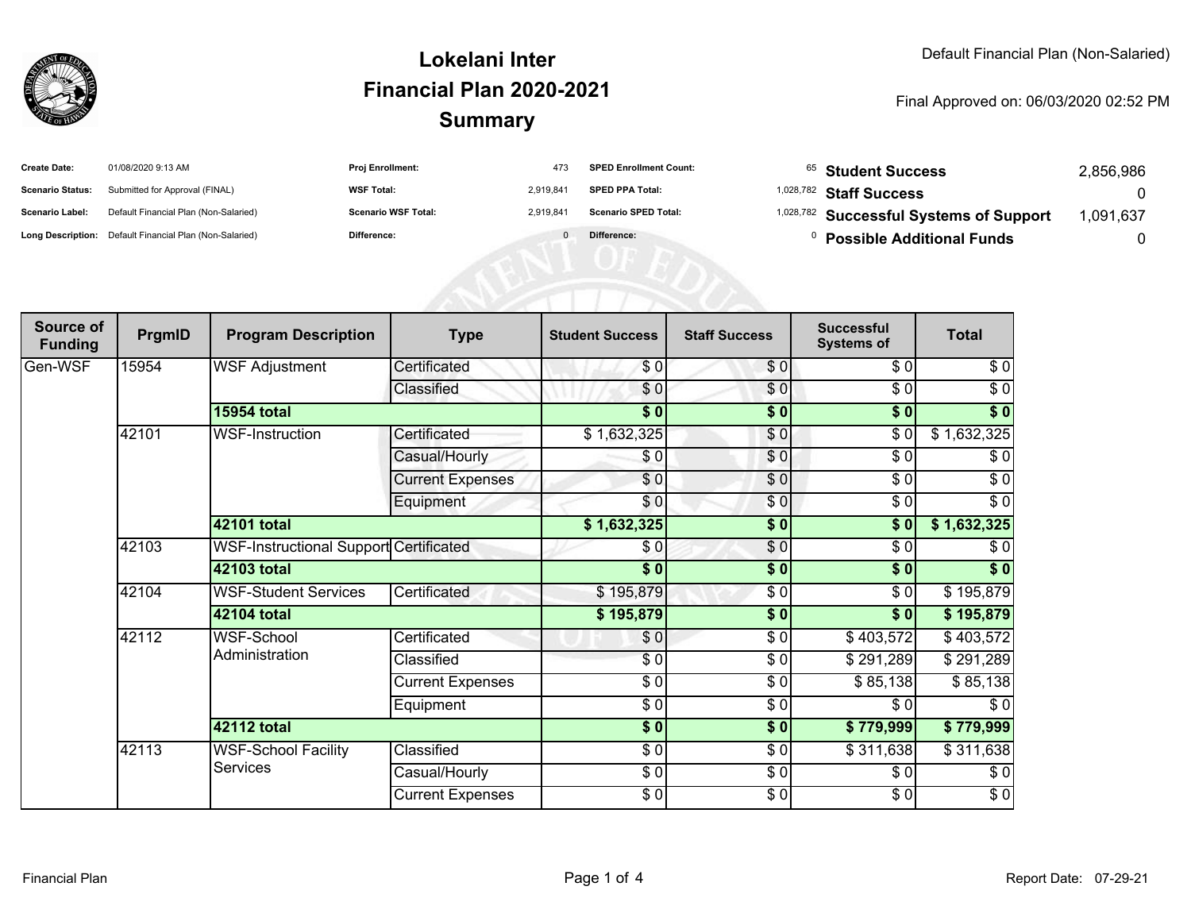# Lokelani Inter
## Financial Plan 2020-2021
## Summary

Default Financial Plan (Non-Salaried)

Final Approved on: 06/03/2020 02:52 PM

| | | | | | | | |
|---|---|---|---|---|---|---|---|
| **Create Date:** | 01/08/2020 9:13 AM | **Proj Enrollment:** | 473 | **SPED Enrollment Count:** | 65 | **Student Success** | 2,856,986 |
| **Scenario Status:** | Submitted for Approval (FINAL) | **WSF Total:** | 2,919,841 | **SPED PPA Total:** | 1,028,782 | **Staff Success** | 0 |
| **Scenario Label:** | Default Financial Plan (Non-Salaried) | **Scenario WSF Total:** | 2,919,841 | **Scenario SPED Total:** | 1,028,782 | **Successful Systems of Support** | 1,091,637 |
| **Long Description:** | Default Financial Plan (Non-Salaried) | **Difference:** | 0 | **Difference:** | 0 | **Possible Additional Funds** | 0 |

| Source of Funding | PrgmID | Program Description | Type | Student Success | Staff Success | Successful Systems of | Total |
|---|---|---|---|---|---|---|---|
| Gen-WSF | 15954 | WSF Adjustment | Certificated | $ 0 | $ 0 | $ 0 | $ 0 |
| | | | Classified | $ 0 | $ 0 | $ 0 | $ 0 |
| | | **15954 total** | | **$ 0** | **$ 0** | **$ 0** | **$ 0** |
| | 42101 | WSF-Instruction | Certificated | $ 1,632,325 | $ 0 | $ 0 | $ 1,632,325 |
| | | | Casual/Hourly | $ 0 | $ 0 | $ 0 | $ 0 |
| | | | Current Expenses | $ 0 | $ 0 | $ 0 | $ 0 |
| | | | Equipment | $ 0 | $ 0 | $ 0 | $ 0 |
| | | **42101 total** | | **$ 1,632,325** | **$ 0** | **$ 0** | **$ 1,632,325** |
| | 42103 | WSF-Instructional Support | Certificated | $ 0 | $ 0 | $ 0 | $ 0 |
| | | **42103 total** | | **$ 0** | **$ 0** | **$ 0** | **$ 0** |
| | 42104 | WSF-Student Services | Certificated | $ 195,879 | $ 0 | $ 0 | $ 195,879 |
| | | **42104 total** | | **$ 195,879** | **$ 0** | **$ 0** | **$ 195,879** |
| | 42112 | WSF-School Administration | Certificated | $ 0 | $ 0 | $ 403,572 | $ 403,572 |
| | | | Classified | $ 0 | $ 0 | $ 291,289 | $ 291,289 |
| | | | Current Expenses | $ 0 | $ 0 | $ 85,138 | $ 85,138 |
| | | | Equipment | $ 0 | $ 0 | $ 0 | $ 0 |
| | | **42112 total** | | **$ 0** | **$ 0** | **$ 779,999** | **$ 779,999** |
| | 42113 | WSF-School Facility Services | Classified | $ 0 | $ 0 | $ 311,638 | $ 311,638 |
| | | | Casual/Hourly | $ 0 | $ 0 | $ 0 | $ 0 |
| | | | Current Expenses | $ 0 | $ 0 | $ 0 | $ 0 |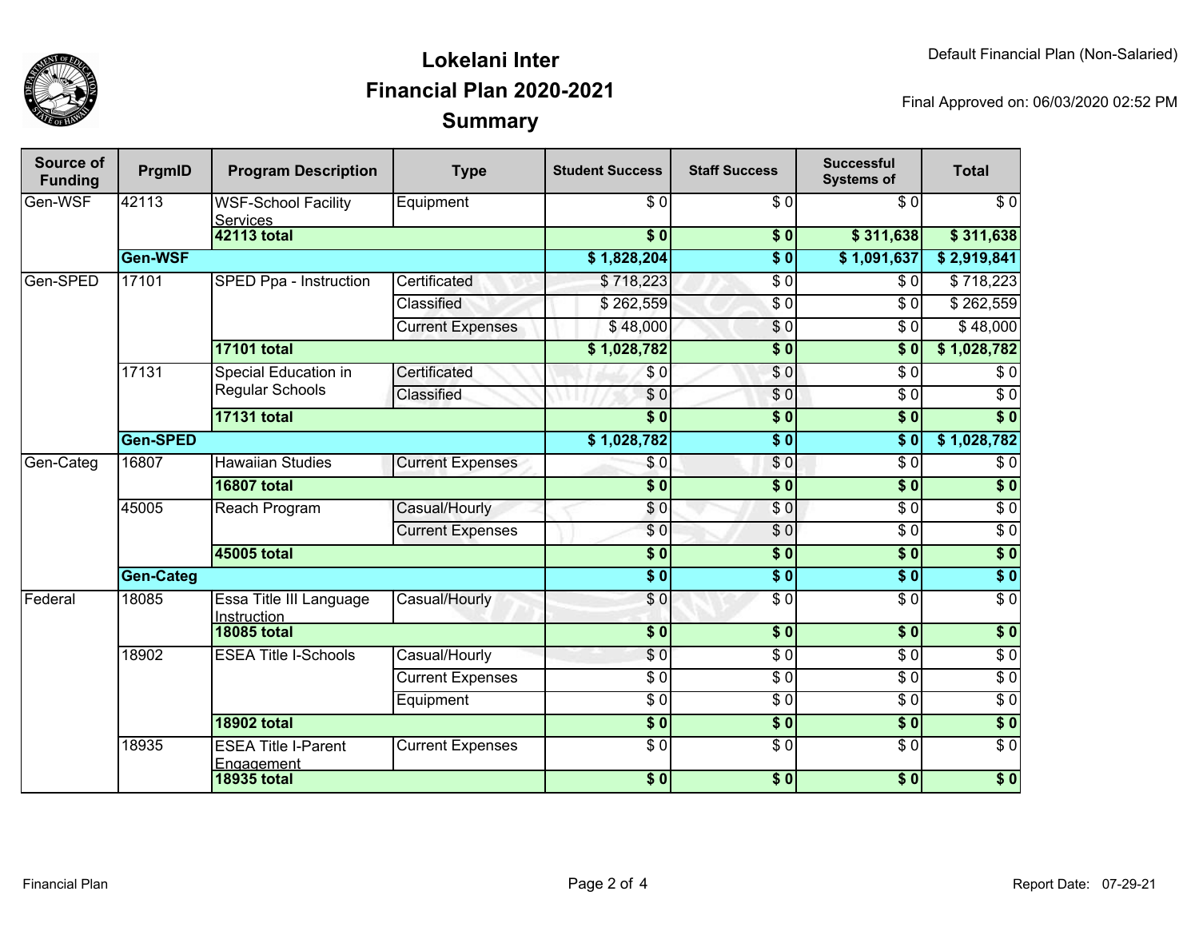# Lokelani Inter
## Financial Plan 2020-2021
## Summary

Default Financial Plan (Non-Salaried)

Final Approved on: 06/03/2020 02:52 PM

| Source of Funding | PrgmID | Program Description | Type | Student Success | Staff Success | Successful Systems of | Total |
|---|---|---|---|---|---|---|---|
| Gen-WSF | 42113 | WSF-School Facility Services | Equipment | $ 0 | $ 0 | $ 0 | $ 0 |
| | | **42113 total** | | **$ 0** | **$ 0** | **$ 311,638** | **$ 311,638** |
| | **Gen-WSF** | | | **$ 1,828,204** | **$ 0** | **$ 1,091,637** | **$ 2,919,841** |
| Gen-SPED | 17101 | SPED Ppa - Instruction | Certificated | $ 718,223 | $ 0 | $ 0 | $ 718,223 |
| | | | Classified | $ 262,559 | $ 0 | $ 0 | $ 262,559 |
| | | | Current Expenses | $ 48,000 | $ 0 | $ 0 | $ 48,000 |
| | | **17101 total** | | **$ 1,028,782** | **$ 0** | **$ 0** | **$ 1,028,782** |
| | 17131 | Special Education in Regular Schools | Certificated | $ 0 | $ 0 | $ 0 | $ 0 |
| | | | Classified | $ 0 | $ 0 | $ 0 | $ 0 |
| | | **17131 total** | | **$ 0** | **$ 0** | **$ 0** | **$ 0** |
| | **Gen-SPED** | | | **$ 1,028,782** | **$ 0** | **$ 0** | **$ 1,028,782** |
| Gen-Categ | 16807 | Hawaiian Studies | Current Expenses | $ 0 | $ 0 | $ 0 | $ 0 |
| | | **16807 total** | | **$ 0** | **$ 0** | **$ 0** | **$ 0** |
| | 45005 | Reach Program | Casual/Hourly | $ 0 | $ 0 | $ 0 | $ 0 |
| | | | Current Expenses | $ 0 | $ 0 | $ 0 | $ 0 |
| | | **45005 total** | | **$ 0** | **$ 0** | **$ 0** | **$ 0** |
| | **Gen-Categ** | | | **$ 0** | **$ 0** | **$ 0** | **$ 0** |
| Federal | 18085 | Essa Title III Language Instruction | Casual/Hourly | $ 0 | $ 0 | $ 0 | $ 0 |
| | | **18085 total** | | **$ 0** | **$ 0** | **$ 0** | **$ 0** |
| | 18902 | ESEA Title I-Schools | Casual/Hourly | $ 0 | $ 0 | $ 0 | $ 0 |
| | | | Current Expenses | $ 0 | $ 0 | $ 0 | $ 0 |
| | | | Equipment | $ 0 | $ 0 | $ 0 | $ 0 |
| | | **18902 total** | | **$ 0** | **$ 0** | **$ 0** | **$ 0** |
| | 18935 | ESEA Title I-Parent Engagement | Current Expenses | $ 0 | $ 0 | $ 0 | $ 0 |
| | | **18935 total** | | **$ 0** | **$ 0** | **$ 0** | **$ 0** |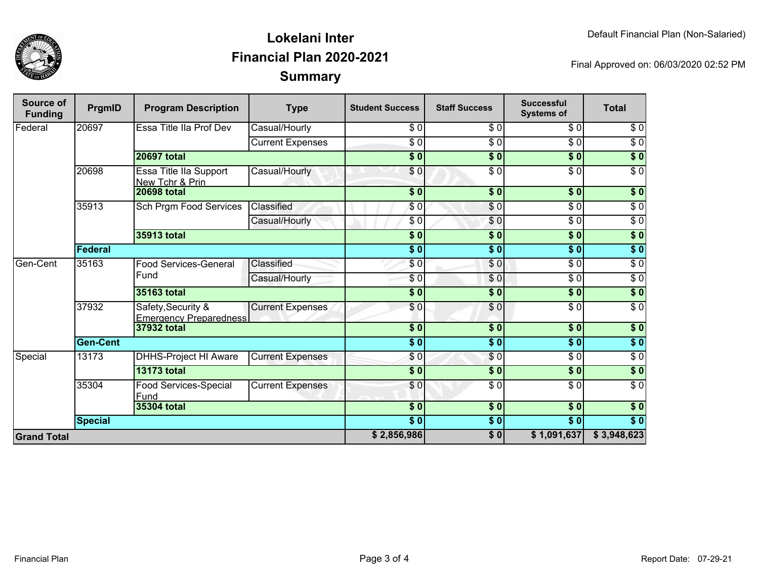# Lokelani Inter
## Financial Plan 2020-2021
## Summary

Default Financial Plan (Non-Salaried)

Final Approved on: 06/03/2020 02:52 PM

| Source of Funding | PrgmID | Program Description | Type | Student Success | Staff Success | Successful Systems of | Total |
|---|---|---|---|---|---|---|---|
| Federal | 20697 | Essa Title IIa Prof Dev | Casual/Hourly | $ 0 | $ 0 | $ 0 | $ 0 |
| | | | Current Expenses | $ 0 | $ 0 | $ 0 | $ 0 |
| | | **20697 total** | | **$ 0** | **$ 0** | **$ 0** | **$ 0** |
| | 20698 | Essa Title IIa Support New Tchr & Prin | Casual/Hourly | $ 0 | $ 0 | $ 0 | $ 0 |
| | | **20698 total** | | **$ 0** | **$ 0** | **$ 0** | **$ 0** |
| | 35913 | Sch Prgm Food Services | Classified | $ 0 | $ 0 | $ 0 | $ 0 |
| | | | Casual/Hourly | $ 0 | $ 0 | $ 0 | $ 0 |
| | | **35913 total** | | **$ 0** | **$ 0** | **$ 0** | **$ 0** |
| | **Federal** | | | **$ 0** | **$ 0** | **$ 0** | **$ 0** |
| Gen-Cent | 35163 | Food Services-General Fund | Classified | $ 0 | $ 0 | $ 0 | $ 0 |
| | | | Casual/Hourly | $ 0 | $ 0 | $ 0 | $ 0 |
| | | **35163 total** | | **$ 0** | **$ 0** | **$ 0** | **$ 0** |
| | 37932 | Safety,Security & Emergency Preparedness | Current Expenses | $ 0 | $ 0 | $ 0 | $ 0 |
| | | **37932 total** | | **$ 0** | **$ 0** | **$ 0** | **$ 0** |
| | **Gen-Cent** | | | **$ 0** | **$ 0** | **$ 0** | **$ 0** |
| Special | 13173 | DHHS-Project HI Aware | Current Expenses | $ 0 | $ 0 | $ 0 | $ 0 |
| | | **13173 total** | | **$ 0** | **$ 0** | **$ 0** | **$ 0** |
| | 35304 | Food Services-Special Fund | Current Expenses | $ 0 | $ 0 | $ 0 | $ 0 |
| | | **35304 total** | | **$ 0** | **$ 0** | **$ 0** | **$ 0** |
| | **Special** | | | **$ 0** | **$ 0** | **$ 0** | **$ 0** |
| **Grand Total** | | | | **$ 2,856,986** | **$ 0** | **$ 1,091,637** | **$ 3,948,623** |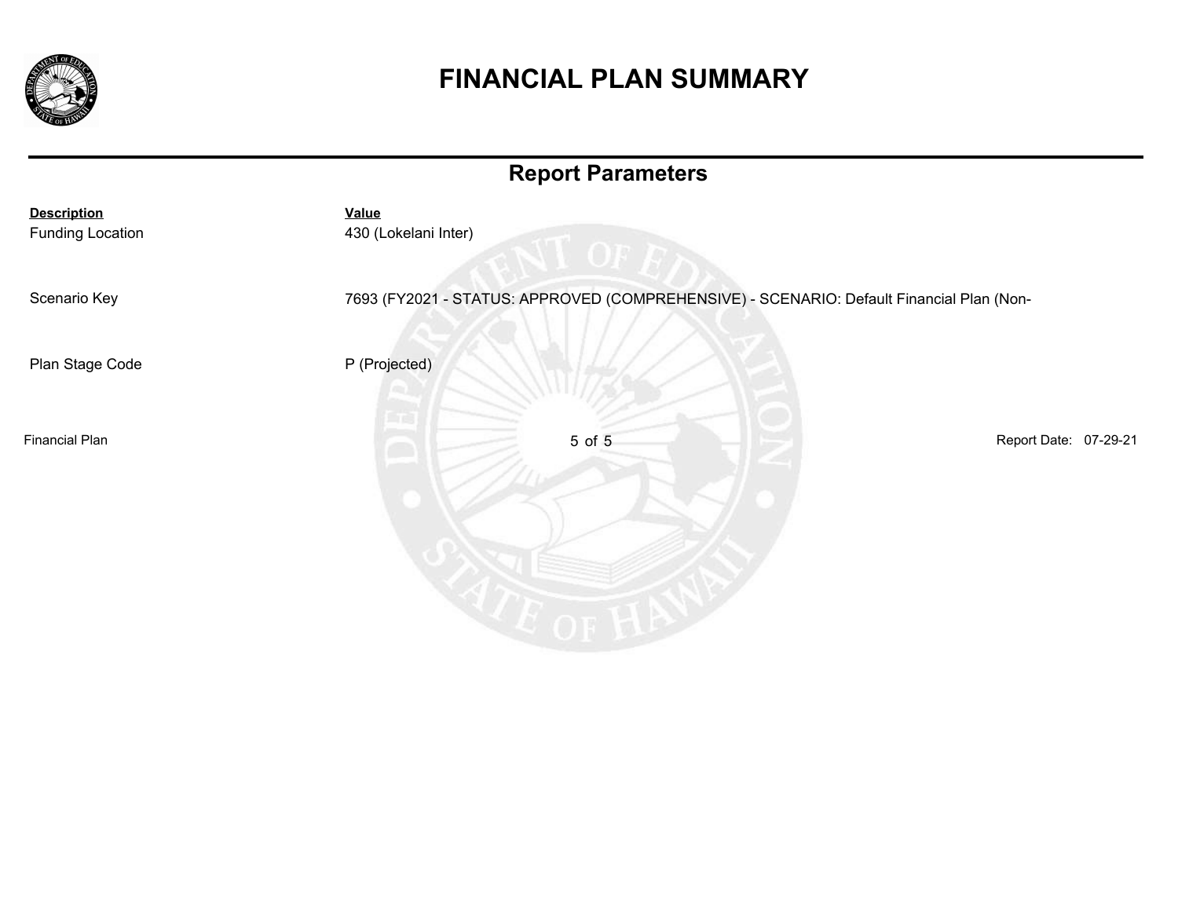# FINANCIAL PLAN SUMMARY

## Report Parameters

| Description | Value |
| --- | --- |
| Funding Location | 430 (Lokelani Inter) |
| Scenario Key | 7693 (FY2021 - STATUS: APPROVED (COMPREHENSIVE) - SCENARIO: Default Financial Plan (Non- |
| Plan Stage Code | P (Projected) |

Report Date: 07-29-21